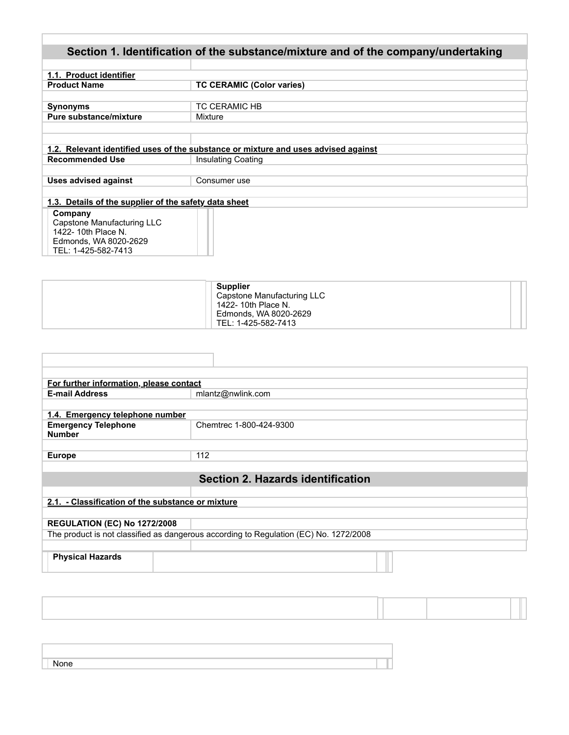## Section 1. Identification of the substance/mixture and of the company/undertaking

### 1.1. Product identifier

| | |
|---|---|
| **Product Name** | **TC CERAMIC (Color varies)** |
| **Synonyms** | TC CERAMIC HB |
| **Pure substance/mixture** | Mixture |

### 1.2. Relevant identified uses of the substance or mixture and uses advised against

| | |
|---|---|
| **Recommended Use** | Insulating Coating |
| **Uses advised against** | Consumer use |

### 1.3. Details of the supplier of the safety data sheet

**Company**
Capstone Manufacturing LLC
1422- 10th Place N.
Edmonds, WA 8020-2629
TEL: 1-425-582-7413

**Supplier**
Capstone Manufacturing LLC
1422- 10th Place N.
Edmonds, WA 8020-2629
TEL: 1-425-582-7413

**For further information, please contact**

| | |
|---|---|
| **E-mail Address** | mlantz@nwlink.com |

### 1.4. Emergency telephone number

| | |
|---|---|
| **Emergency Telephone Number** | Chemtrec 1-800-424-9300 |
| **Europe** | 112 |

## Section 2. Hazards identification

### 2.1. - Classification of the substance or mixture

**REGULATION (EC) No 1272/2008**

The product is not classified as dangerous according to Regulation (EC) No. 1272/2008

**Physical Hazards**

None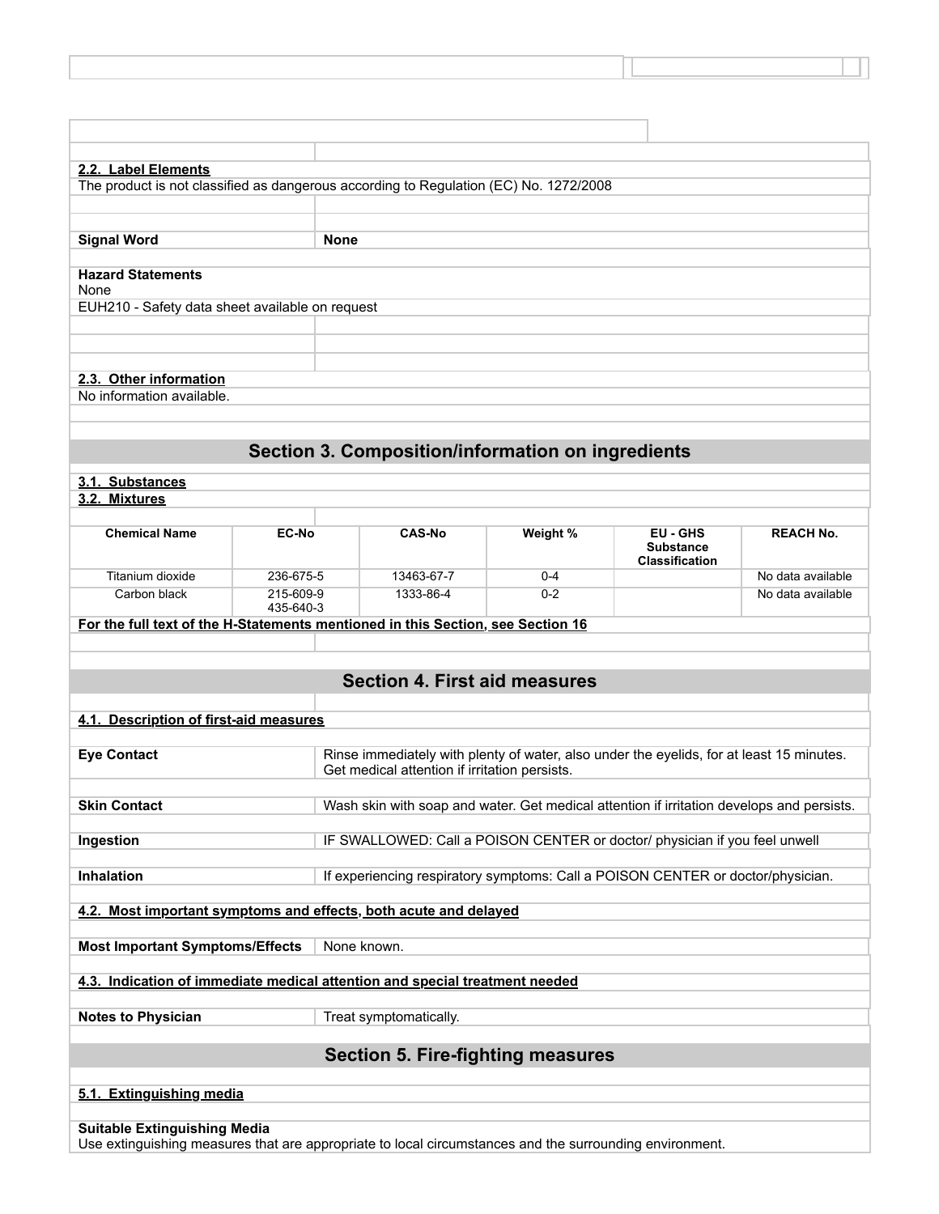### 2.2. Label Elements

The product is not classified as dangerous according to Regulation (EC) No. 1272/2008

**Signal Word** **None**

**Hazard Statements**

None

EUH210 - Safety data sheet available on request

### 2.3. Other information

No information available.

## Section 3. Composition/information on ingredients

### 3.1. Substances

### 3.2. Mixtures

| Chemical Name | EC-No | CAS-No | Weight % | EU - GHS Substance Classification | REACH No. |
|---|---|---|---|---|---|
| Titanium dioxide | 236-675-5 | 13463-67-7 | 0-4 | | No data available |
| Carbon black | 215-609-9<br>435-640-3 | 1333-86-4 | 0-2 | | No data available |

**For the full text of the H-Statements mentioned in this Section, see Section 16**

## Section 4. First aid measures

### 4.1. Description of first-aid measures

| | |
|---|---|
| **Eye Contact** | Rinse immediately with plenty of water, also under the eyelids, for at least 15 minutes. Get medical attention if irritation persists. |
| **Skin Contact** | Wash skin with soap and water. Get medical attention if irritation develops and persists. |
| **Ingestion** | IF SWALLOWED: Call a POISON CENTER or doctor/ physician if you feel unwell |
| **Inhalation** | If experiencing respiratory symptoms: Call a POISON CENTER or doctor/physician. |

### 4.2. Most important symptoms and effects, both acute and delayed

| | |
|---|---|
| **Most Important Symptoms/Effects** | None known. |

### 4.3. Indication of immediate medical attention and special treatment needed

| | |
|---|---|
| **Notes to Physician** | Treat symptomatically. |

## Section 5. Fire-fighting measures

### 5.1. Extinguishing media

**Suitable Extinguishing Media**

Use extinguishing measures that are appropriate to local circumstances and the surrounding environment.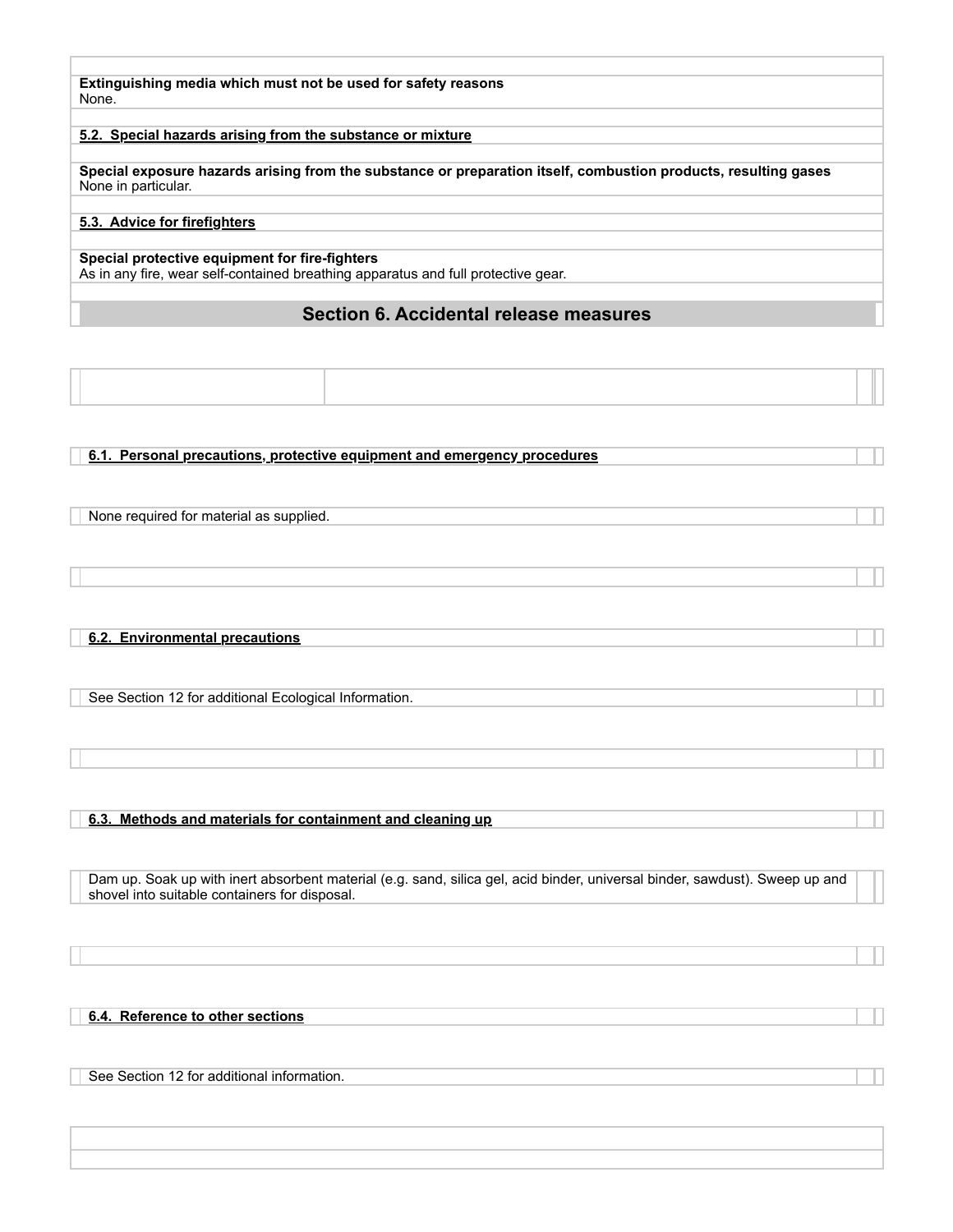**Extinguishing media which must not be used for safety reasons**
None.

### 5.2. Special hazards arising from the substance or mixture

**Special exposure hazards arising from the substance or preparation itself, combustion products, resulting gases**
None in particular.

### 5.3. Advice for firefighters

**Special protective equipment for fire-fighters**
As in any fire, wear self-contained breathing apparatus and full protective gear.

## Section 6. Accidental release measures

### 6.1. Personal precautions, protective equipment and emergency procedures

None required for material as supplied.

### 6.2. Environmental precautions

See Section 12 for additional Ecological Information.

### 6.3. Methods and materials for containment and cleaning up

Dam up. Soak up with inert absorbent material (e.g. sand, silica gel, acid binder, universal binder, sawdust). Sweep up and shovel into suitable containers for disposal.

### 6.4. Reference to other sections

See Section 12 for additional information.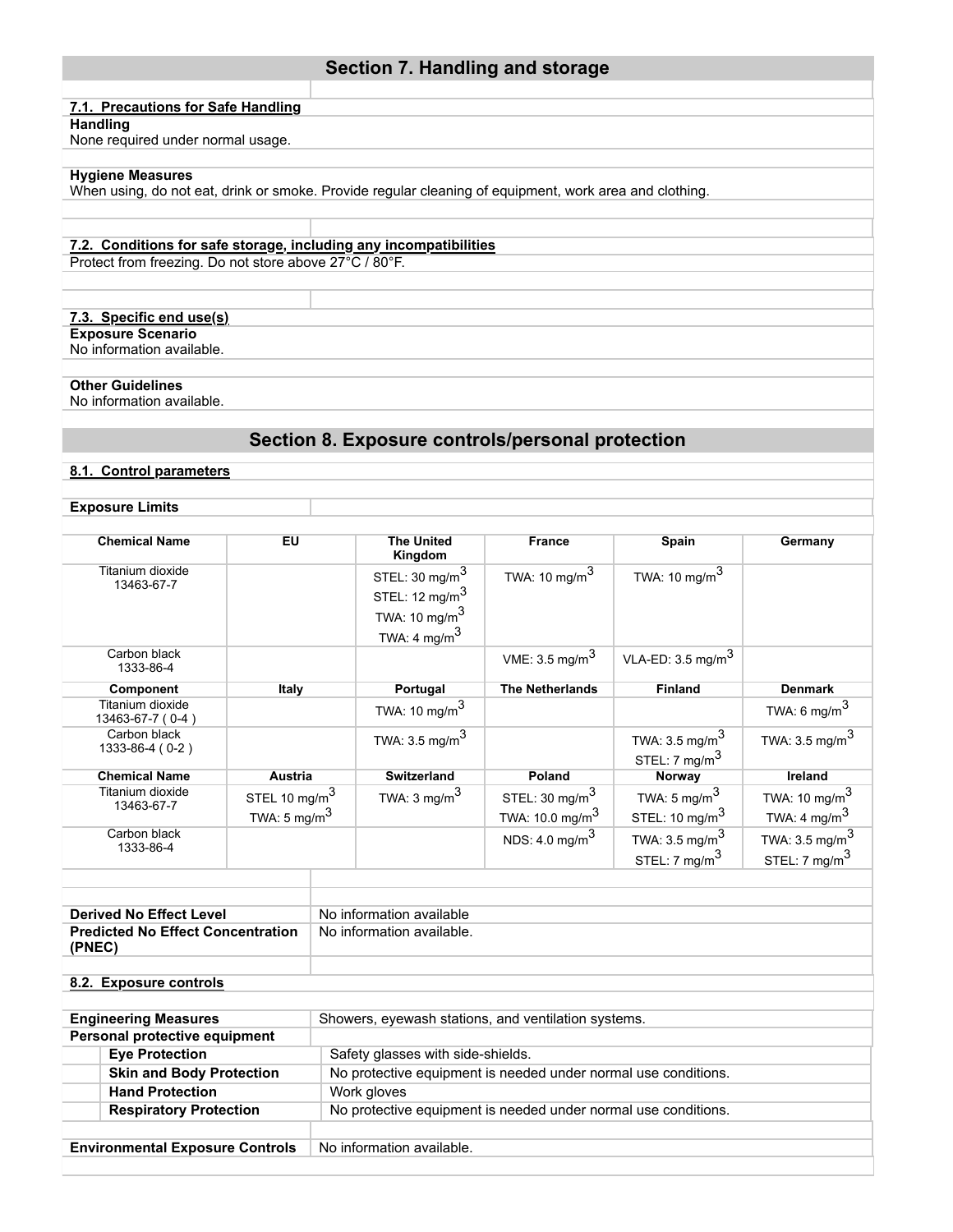## Section 7. Handling and storage

### 7.1. Precautions for Safe Handling

**Handling**

None required under normal usage.

**Hygiene Measures**

When using, do not eat, drink or smoke. Provide regular cleaning of equipment, work area and clothing.

### 7.2. Conditions for safe storage, including any incompatibilities

Protect from freezing. Do not store above 27°C / 80°F.

### 7.3. Specific end use(s)

**Exposure Scenario**

No information available.

**Other Guidelines**

No information available.

## Section 8. Exposure controls/personal protection

### 8.1. Control parameters

**Exposure Limits**

| Chemical Name | EU | The United Kingdom | France | Spain | Germany |
|---|---|---|---|---|---|
| Titanium dioxide 13463-67-7 | | STEL: 30 mg/m$^3$ STEL: 12 mg/m$^3$ TWA: 10 mg/m$^3$ TWA: 4 mg/m$^3$ | TWA: 10 mg/m$^3$ | TWA: 10 mg/m$^3$ | |
| Carbon black 1333-86-4 | | | VME: 3.5 mg/m$^3$ | VLA-ED: 3.5 mg/m$^3$ | |

| Component | Italy | Portugal | The Netherlands | Finland | Denmark |
|---|---|---|---|---|---|
| Titanium dioxide 13463-67-7 ( 0-4 ) | | TWA: 10 mg/m$^3$ | | | TWA: 6 mg/m$^3$ |
| Carbon black 1333-86-4 ( 0-2 ) | | TWA: 3.5 mg/m$^3$ | | TWA: 3.5 mg/m$^3$ STEL: 7 mg/m$^3$ | TWA: 3.5 mg/m$^3$ |

| Chemical Name | Austria | Switzerland | Poland | Norway | Ireland |
|---|---|---|---|---|---|
| Titanium dioxide 13463-67-7 | STEL 10 mg/m$^3$ TWA: 5 mg/m$^3$ | TWA: 3 mg/m$^3$ | STEL: 30 mg/m$^3$ TWA: 10.0 mg/m$^3$ | TWA: 5 mg/m$^3$ STEL: 10 mg/m$^3$ | TWA: 10 mg/m$^3$ TWA: 4 mg/m$^3$ |
| Carbon black 1333-86-4 | | | NDS: 4.0 mg/m$^3$ | TWA: 3.5 mg/m$^3$ STEL: 7 mg/m$^3$ | TWA: 3.5 mg/m$^3$ STEL: 7 mg/m$^3$ |

| | |
|---|---|
| **Derived No Effect Level** | No information available |
| **Predicted No Effect Concentration (PNEC)** | No information available. |

### 8.2. Exposure controls

| | |
|---|---|
| **Engineering Measures** | Showers, eyewash stations, and ventilation systems. |
| **Personal protective equipment** | |
| **Eye Protection** | Safety glasses with side-shields. |
| **Skin and Body Protection** | No protective equipment is needed under normal use conditions. |
| **Hand Protection** | Work gloves |
| **Respiratory Protection** | No protective equipment is needed under normal use conditions. |
| **Environmental Exposure Controls** | No information available. |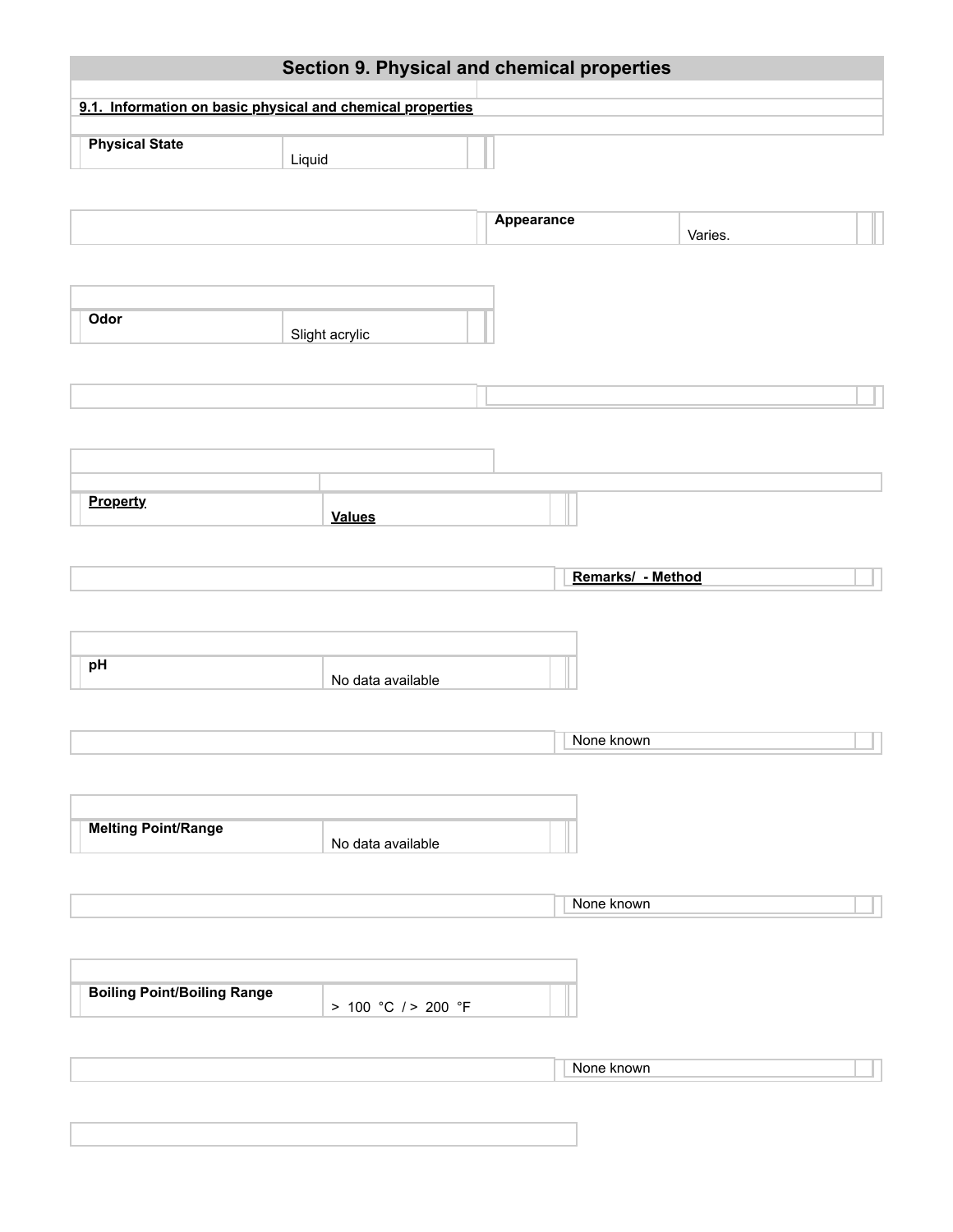## Section 9. Physical and chemical properties

### 9.1. Information on basic physical and chemical properties

| | |
|---|---|
| **Physical State** | Liquid |
| **Appearance** | Varies. |
| **Odor** | Slight acrylic |

| **Property** | **Values** | **Remarks/ - Method** |
|---|---|---|
| **pH** | No data available | None known |
| **Melting Point/Range** | No data available | None known |
| **Boiling Point/Boiling Range** | > 100 °C / > 200 °F | None known |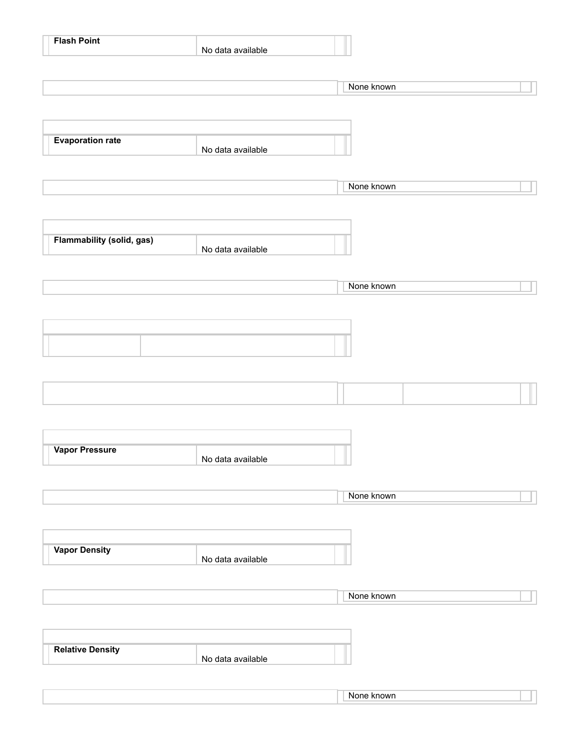| Flash Point | No data available |
|---|---|

| | None known |
|---|---|

| Evaporation rate | No data available |
|---|---|

| | None known |
|---|---|

| Flammability (solid, gas) | No data available |
|---|---|

| | None known |
|---|---|

| Vapor Pressure | No data available |
|---|---|

| | None known |
|---|---|

| Vapor Density | No data available |
|---|---|

| | None known |
|---|---|

| Relative Density | No data available |
|---|---|

| | None known |
|---|---|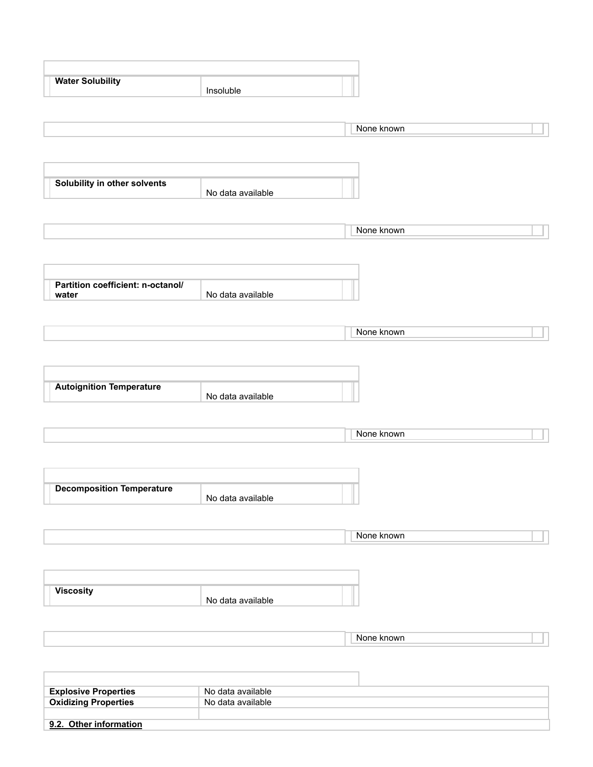| | |
|---|---|
| **Water Solubility** | Insoluble |

| | |
|---|---|
| | None known |

| | |
|---|---|
| **Solubility in other solvents** | No data available |

| | |
|---|---|
| | None known |

| | |
|---|---|
| **Partition coefficient: n-octanol/ water** | No data available |

| | |
|---|---|
| | None known |

| | |
|---|---|
| **Autoignition Temperature** | No data available |

| | |
|---|---|
| | None known |

| | |
|---|---|
| **Decomposition Temperature** | No data available |

| | |
|---|---|
| | None known |

| | |
|---|---|
| **Viscosity** | No data available |

| | |
|---|---|
| | None known |

| | |
|---|---|
| **Explosive Properties** | No data available |
| **Oxidizing Properties** | No data available |
| | |

**9.2. Other information**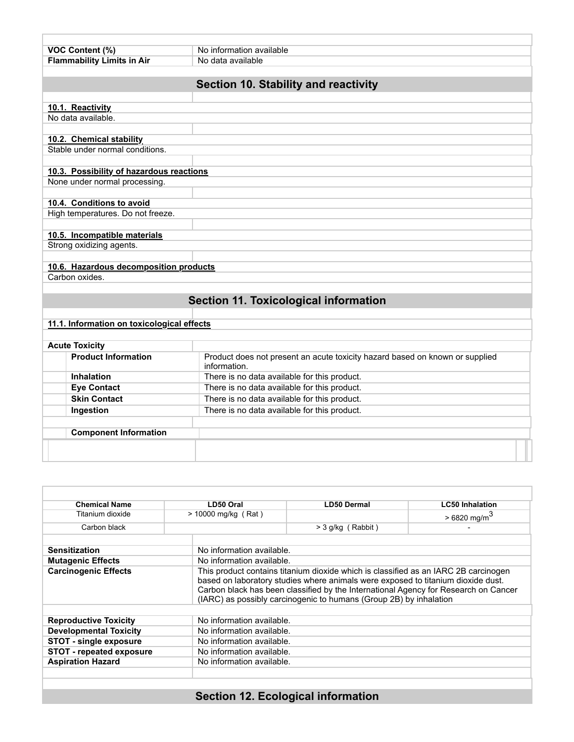| | |
|---|---|
| **VOC Content (%)** | No information available |
| **Flammability Limits in Air** | No data available |

## Section 10. Stability and reactivity

**10.1. Reactivity**

No data available.

**10.2. Chemical stability**

Stable under normal conditions.

**10.3. Possibility of hazardous reactions**

None under normal processing.

**10.4. Conditions to avoid**

High temperatures. Do not freeze.

**10.5. Incompatible materials**

Strong oxidizing agents.

**10.6. Hazardous decomposition products**

Carbon oxides.

## Section 11. Toxicological information

**11.1. Information on toxicological effects**

**Acute Toxicity**

| | |
|---|---|
| **Product Information** | Product does not present an acute toxicity hazard based on known or supplied information. |
| **Inhalation** | There is no data available for this product. |
| **Eye Contact** | There is no data available for this product. |
| **Skin Contact** | There is no data available for this product. |
| **Ingestion** | There is no data available for this product. |

**Component Information**

| Chemical Name | LD50 Oral | LD50 Dermal | LC50 Inhalation |
|---|---|---|---|
| Titanium dioxide | > 10000 mg/kg ( Rat ) | | > 6820 $mg/m^3$ |
| Carbon black | | > 3 g/kg ( Rabbit ) | - |

| | |
|---|---|
| **Sensitization** | No information available. |
| **Mutagenic Effects** | No information available. |
| **Carcinogenic Effects** | This product contains titanium dioxide which is classified as an IARC 2B carcinogen based on laboratory studies where animals were exposed to titanium dioxide dust. Carbon black has been classified by the International Agency for Research on Cancer (IARC) as possibly carcinogenic to humans (Group 2B) by inhalation |

| | |
|---|---|
| **Reproductive Toxicity** | No information available. |
| **Developmental Toxicity** | No information available. |
| **STOT - single exposure** | No information available. |
| **STOT - repeated exposure** | No information available. |
| **Aspiration Hazard** | No information available. |

## Section 12. Ecological information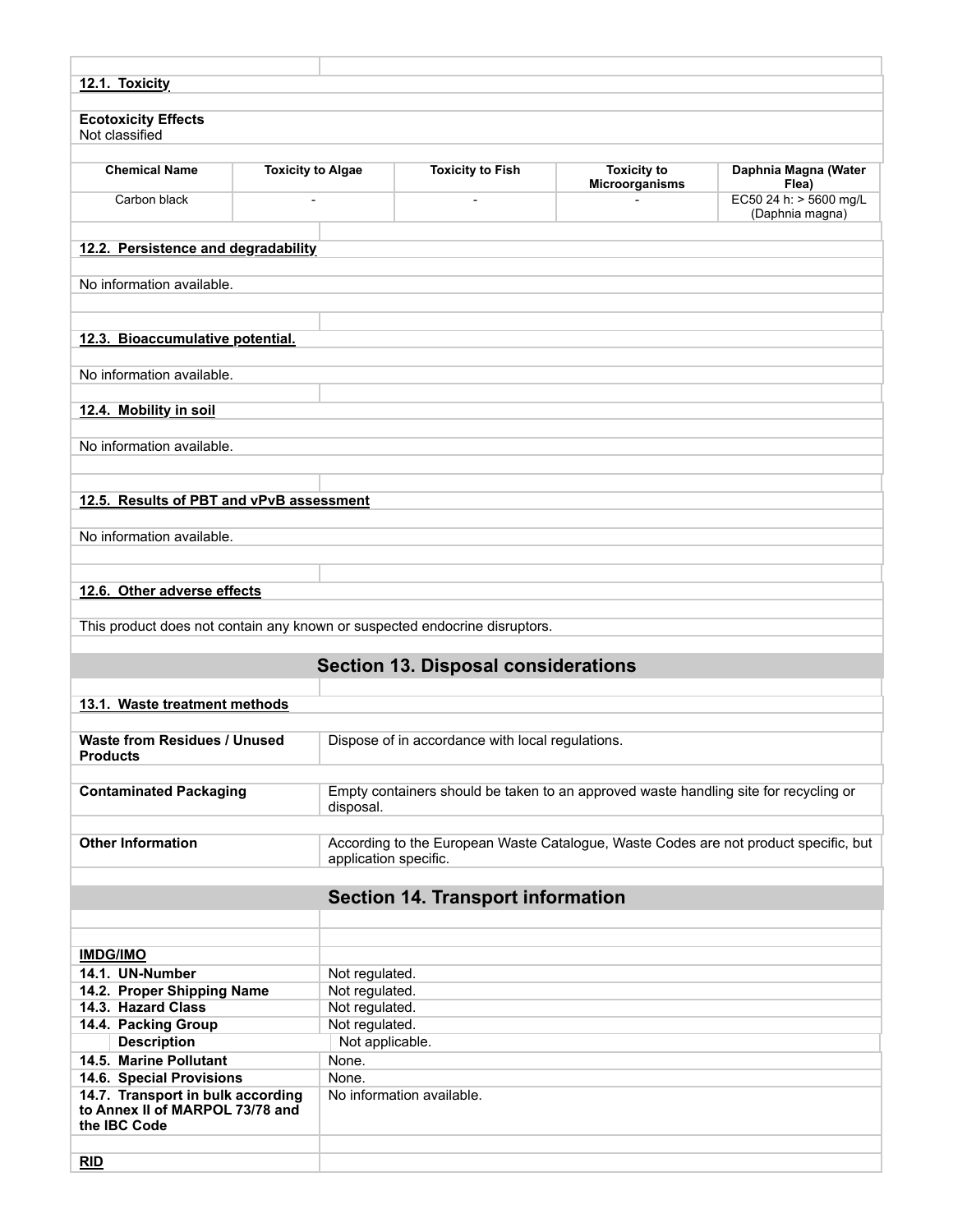### 12.1. Toxicity

**Ecotoxicity Effects**
Not classified

| Chemical Name | Toxicity to Algae | Toxicity to Fish | Toxicity to Microorganisms | Daphnia Magna (Water Flea) |
|---|---|---|---|---|
| Carbon black | - | - | - | EC50 24 h: > 5600 mg/L (Daphnia magna) |

### 12.2. Persistence and degradability

No information available.

### 12.3. Bioaccumulative potential.

No information available.

### 12.4. Mobility in soil

No information available.

### 12.5. Results of PBT and vPvB assessment

No information available.

### 12.6. Other adverse effects

This product does not contain any known or suspected endocrine disruptors.

## Section 13. Disposal considerations

### 13.1. Waste treatment methods

| | |
|---|---|
| **Waste from Residues / Unused Products** | Dispose of in accordance with local regulations. |
| **Contaminated Packaging** | Empty containers should be taken to an approved waste handling site for recycling or disposal. |
| **Other Information** | According to the European Waste Catalogue, Waste Codes are not product specific, but application specific. |

## Section 14. Transport information

**IMDG/IMO**

| | |
|---|---|
| **14.1. UN-Number** | Not regulated. |
| **14.2. Proper Shipping Name** | Not regulated. |
| **14.3. Hazard Class** | Not regulated. |
| **14.4. Packing Group** | Not regulated. |
| **Description** | Not applicable. |
| **14.5. Marine Pollutant** | None. |
| **14.6. Special Provisions** | None. |
| **14.7. Transport in bulk according to Annex II of MARPOL 73/78 and the IBC Code** | No information available. |

**RID**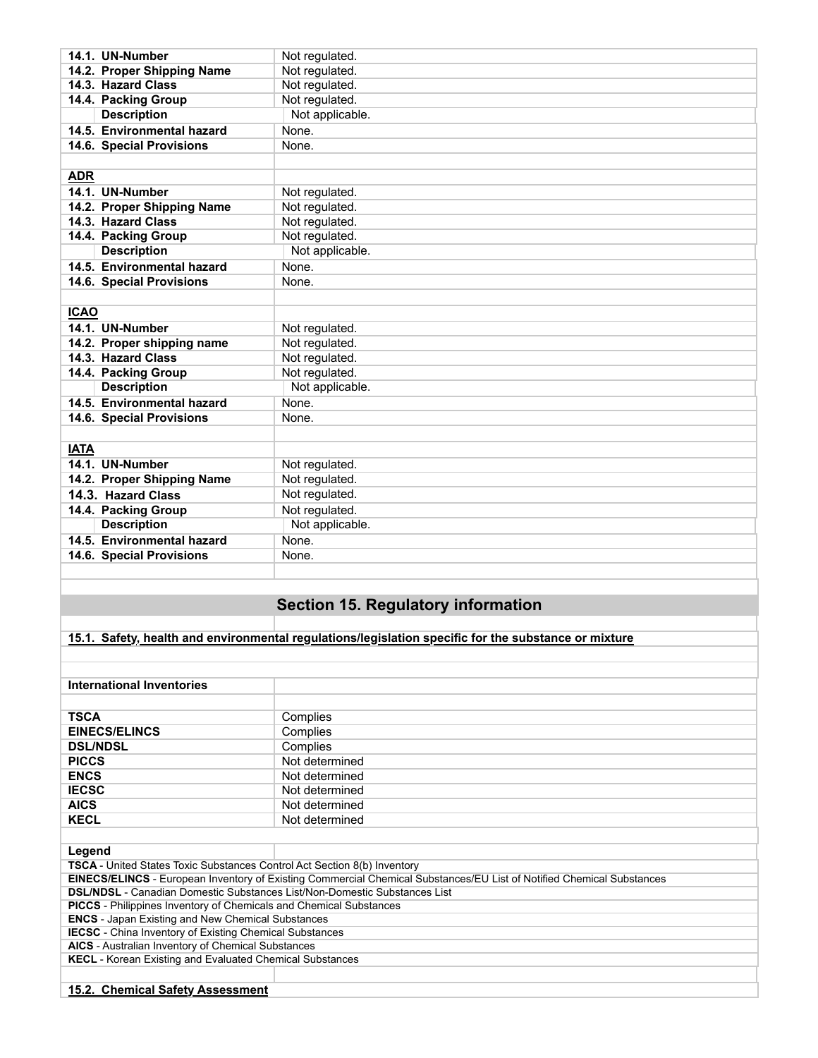| | |
|---|---|
| **14.1. UN-Number** | Not regulated. |
| **14.2. Proper Shipping Name** | Not regulated. |
| **14.3. Hazard Class** | Not regulated. |
| **14.4. Packing Group** | Not regulated. |
| **Description** | Not applicable. |
| **14.5. Environmental hazard** | None. |
| **14.6. Special Provisions** | None. |

**ADR**

| | |
|---|---|
| **14.1. UN-Number** | Not regulated. |
| **14.2. Proper Shipping Name** | Not regulated. |
| **14.3. Hazard Class** | Not regulated. |
| **14.4. Packing Group** | Not regulated. |
| **Description** | Not applicable. |
| **14.5. Environmental hazard** | None. |
| **14.6. Special Provisions** | None. |

**ICAO**

| | |
|---|---|
| **14.1. UN-Number** | Not regulated. |
| **14.2. Proper shipping name** | Not regulated. |
| **14.3. Hazard Class** | Not regulated. |
| **14.4. Packing Group** | Not regulated. |
| **Description** | Not applicable. |
| **14.5. Environmental hazard** | None. |
| **14.6. Special Provisions** | None. |

**IATA**

| | |
|---|---|
| **14.1. UN-Number** | Not regulated. |
| **14.2. Proper Shipping Name** | Not regulated. |
| **14.3. Hazard Class** | Not regulated. |
| **14.4. Packing Group** | Not regulated. |
| **Description** | Not applicable. |
| **14.5. Environmental hazard** | None. |
| **14.6. Special Provisions** | None. |

## Section 15. Regulatory information

**15.1. Safety, health and environmental regulations/legislation specific for the substance or mixture**

**International Inventories**

| | |
|---|---|
| **TSCA** | Complies |
| **EINECS/ELINCS** | Complies |
| **DSL/NDSL** | Complies |
| **PICCS** | Not determined |
| **ENCS** | Not determined |
| **IECSC** | Not determined |
| **AICS** | Not determined |
| **KECL** | Not determined |

**Legend**

**TSCA** - United States Toxic Substances Control Act Section 8(b) Inventory
**EINECS/ELINCS** - European Inventory of Existing Commercial Chemical Substances/EU List of Notified Chemical Substances
**DSL/NDSL** - Canadian Domestic Substances List/Non-Domestic Substances List
**PICCS** - Philippines Inventory of Chemicals and Chemical Substances
**ENCS** - Japan Existing and New Chemical Substances
**IECSC** - China Inventory of Existing Chemical Substances
**AICS** - Australian Inventory of Chemical Substances
**KECL** - Korean Existing and Evaluated Chemical Substances

**15.2. Chemical Safety Assessment**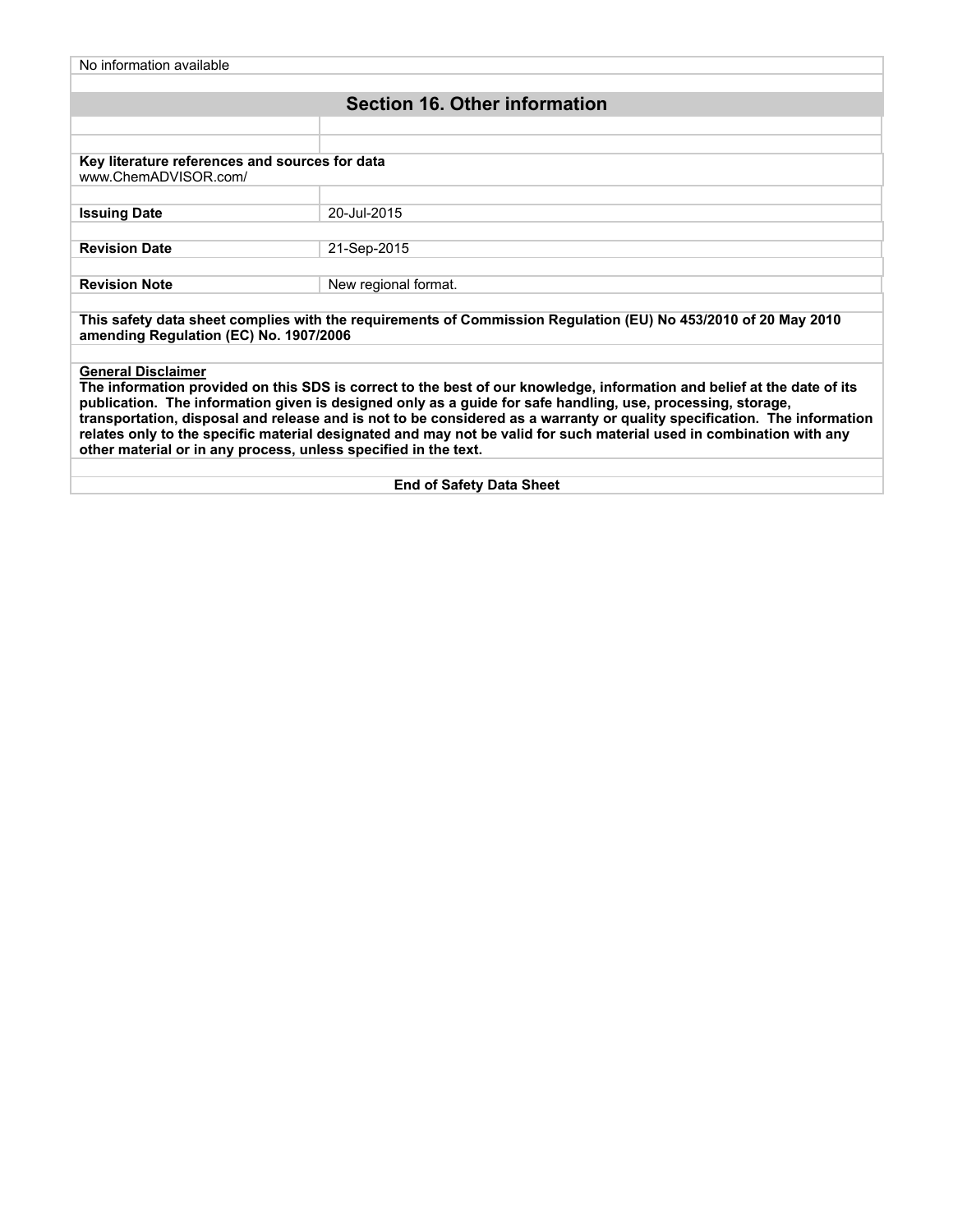No information available

## Section 16. Other information

**Key literature references and sources for data**
www.ChemADVISOR.com/

| | |
|---|---|
| **Issuing Date** | 20-Jul-2015 |
| **Revision Date** | 21-Sep-2015 |
| **Revision Note** | New regional format. |

**This safety data sheet complies with the requirements of Commission Regulation (EU) No 453/2010 of 20 May 2010 amending Regulation (EC) No. 1907/2006**

**General Disclaimer**
**The information provided on this SDS is correct to the best of our knowledge, information and belief at the date of its publication. The information given is designed only as a guide for safe handling, use, processing, storage, transportation, disposal and release and is not to be considered as a warranty or quality specification. The information relates only to the specific material designated and may not be valid for such material used in combination with any other material or in any process, unless specified in the text.**

**End of Safety Data Sheet**